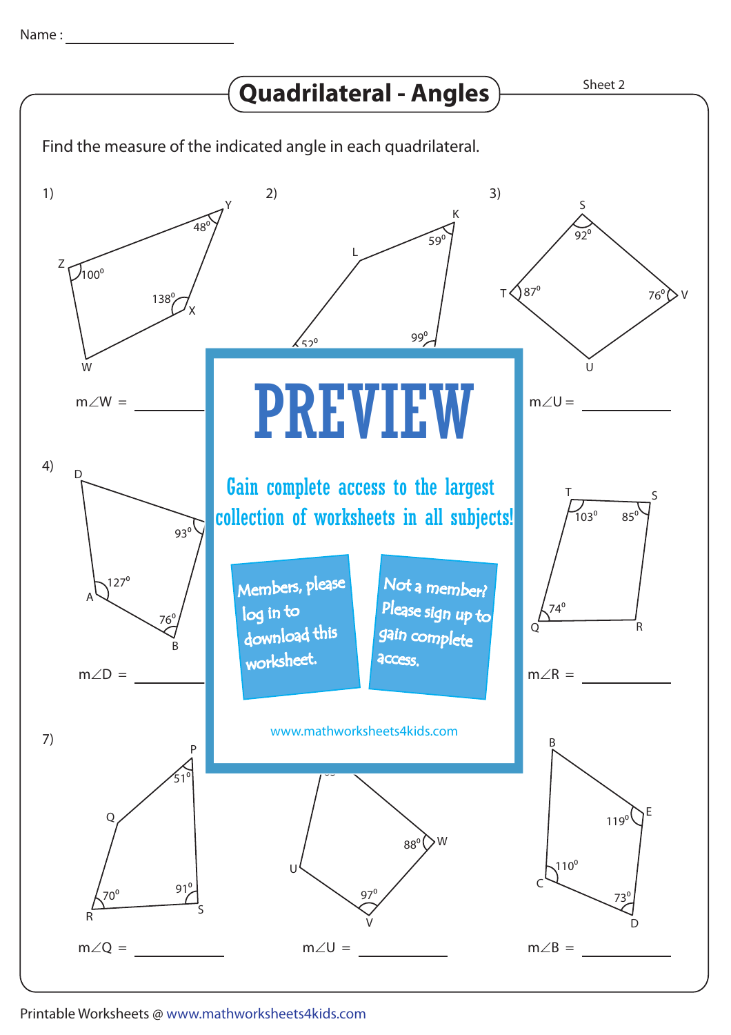Name : ____________________

# Quadrilateral - Angles

Sheet 2

Find the measure of the indicated angle in each quadrilateral.

1) Y: $48^0$, Z: $100^0$, X: $138^0$, W

$m\angle W$ = ________

2) K: $59^0$, L, $52^0$, $99^0$

3) S: $92^0$, T: $87^0$, V: $76^0$, U

$m\angle U$ = ________

4) D, $93^0$, A: $127^0$, B: $76^0$

$m\angle D$ = ________

PREVIEW

Gain complete access to the largest collection of worksheets in all subjects!

Members, please log in to download this worksheet.

Not a member? Please sign up to gain complete access.

www.mathworksheets4kids.com

6) T: $103^0$, S: $85^0$, Q: $74^0$, R

$m\angle R$ = ________

7) P: $51^0$, Q, R: $70^0$, S: $91^0$

$m\angle Q$ = ________

8) U, W: $88^0$, V: $97^0$

$m\angle U$ = ________

9) B, E: $119^0$, C: $110^0$, D: $73^0$

$m\angle B$ = ________

Printable Worksheets @ www.mathworksheets4kids.com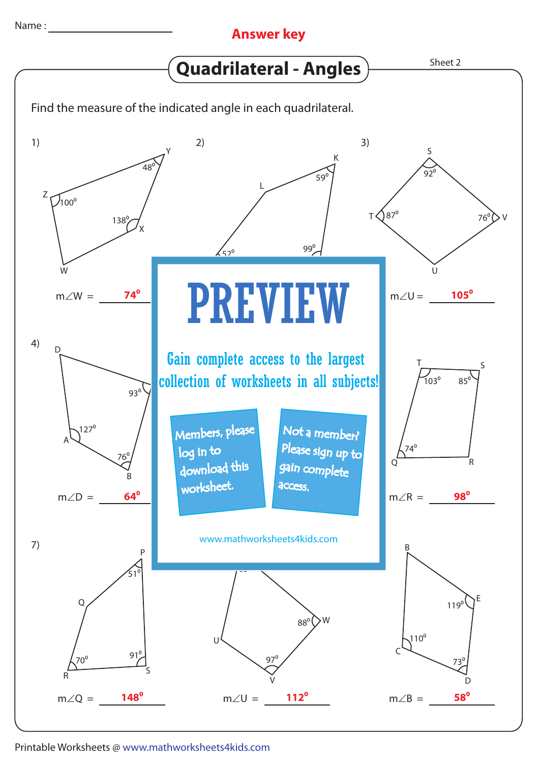Name : ____________________

**Answer key**

# Quadrilateral - Angles

Sheet 2

Find the measure of the indicated angle in each quadrilateral.

1) Y: $48^0$, Z: $100^0$, X: $138^0$, W

$m\angle W$ = **$74^0$**

2) K: $59^0$, L, $52^0$, $99^0$

3) S: $92^0$, T: $87^0$, V: $76^0$, U

$m\angle U$ = **$105^0$**

4) D, $93^0$, A: $127^0$, B: $76^0$

$m\angle D$ = **$64^0$**

6) T: $103^0$, S: $85^0$, Q: $74^0$, R

$m\angle R$ = **$98^0$**

7) P: $51^0$, Q, R: $70^0$, S: $91^0$

$m\angle Q$ = **$148^0$**

8) W: $88^0$, U, V: $97^0$

$m\angle U$ = **$112^0$**

9) B, E: $119^0$, C: $110^0$, D: $73^0$

$m\angle B$ = **$58^0$**

**PREVIEW**

Gain complete access to the largest collection of worksheets in all subjects!

Members, please log in to download this worksheet.

Not a member? Please sign up to gain complete access.

www.mathworksheets4kids.com

Printable Worksheets @ www.mathworksheets4kids.com